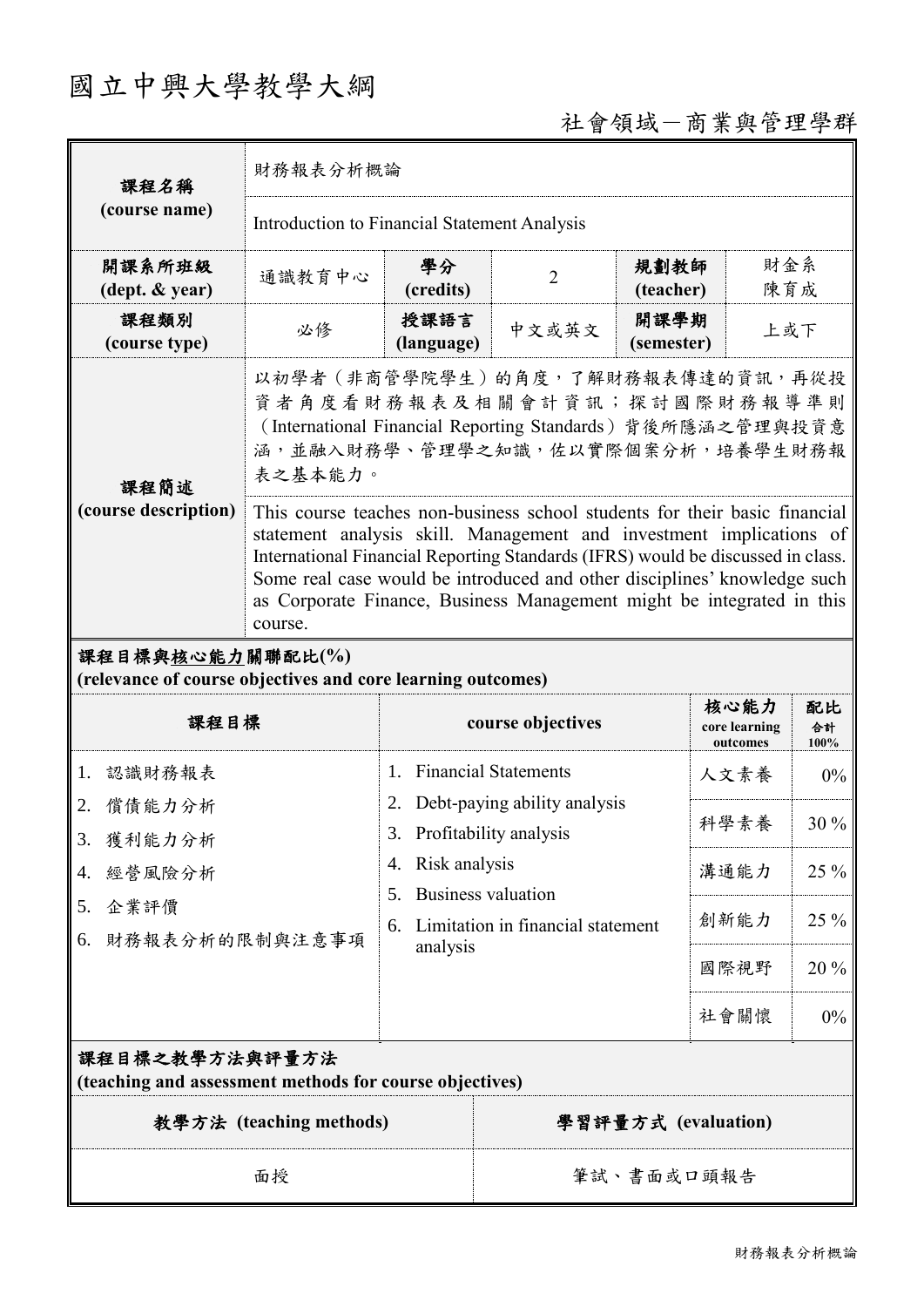# 國立中興大學教學大綱

社會領域－商業與管理學群

| 課程名稱 (course name) | 財務報表分析概論 | | | | |
|---|---|---|---|---|---|
| | Introduction to Financial Statement Analysis | | | | |
| 開課系所班級 (dept. & year) | 通識教育中心 | 學分 (credits) | 2 | 規劃教師 (teacher) | 財金系 陳育成 |
| 課程類別 (course type) | 必修 | 授課語言 (language) | 中文或英文 | 開課學期 (semester) | 上或下 |
| 課程簡述 (course description) | 以初學者（非商管學院學生）的角度，了解財務報表傳達的資訊，再從投資者角度看財務報表及相關會計資訊；探討國際財務報導準則（International Financial Reporting Standards）背後所隱涵之管理與投資意涵，並融入財務學、管理學之知識，佐以實際個案分析，培養學生財務報表之基本能力。 | | | | |
| | This course teaches non-business school students for their basic financial statement analysis skill. Management and investment implications of International Financial Reporting Standards (IFRS) would be discussed in class. Some real case would be introduced and other disciplines' knowledge such as Corporate Finance, Business Management might be integrated in this course. | | | | |

## 課程目標與核心能力關聯配比(%)
**(relevance of course objectives and core learning outcomes)**

| 課程目標 | course objectives | 核心能力 core learning outcomes | 配比 合計 100% |
|---|---|---|---|
| 1. 認識財務報表<br>2. 償債能力分析<br>3. 獲利能力分析<br>4. 經營風險分析<br>5. 企業評價<br>6. 財務報表分析的限制與注意事項 | 1. Financial Statements<br>2. Debt-paying ability analysis<br>3. Profitability analysis<br>4. Risk analysis<br>5. Business valuation<br>6. Limitation in financial statement analysis | 人文素養 | 0% |
| | | 科學素養 | 30 % |
| | | 溝通能力 | 25 % |
| | | 創新能力 | 25 % |
| | | 國際視野 | 20 % |
| | | 社會關懷 | 0% |

## 課程目標之教學方法與評量方法
**(teaching and assessment methods for course objectives)**

| 教學方法 (teaching methods) | 學習評量方式 (evaluation) |
|---|---|
| 面授 | 筆試、書面或口頭報告 |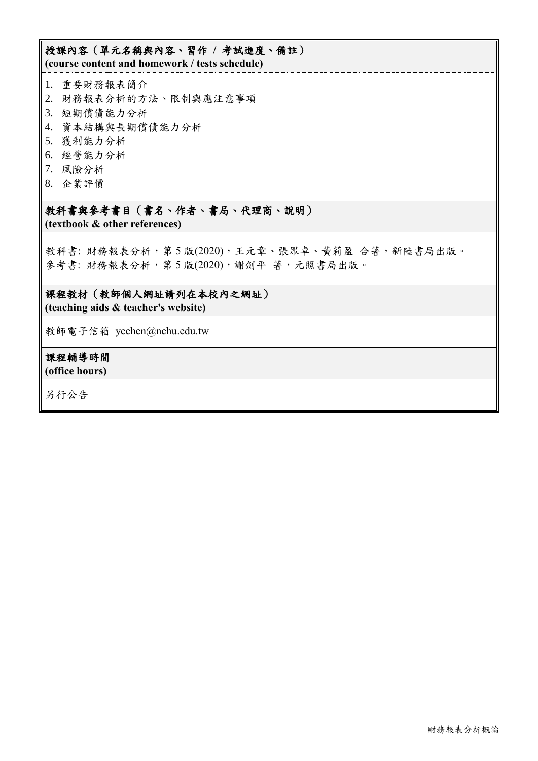**授課內容（單元名稱與內容、習作 / 考試進度、備註）**
**(course content and homework / tests schedule)**

1. 重要財務報表簡介
2. 財務報表分析的方法、限制與應注意事項
3. 短期償債能力分析
4. 資本結構與長期償債能力分析
5. 獲利能力分析
6. 經營能力分析
7. 風險分析
8. 企業評價

**教科書與參考書目（書名、作者、書局、代理商、說明）**
**(textbook & other references)**

教科書: 財務報表分析，第 5 版(2020)，王元章、張眾卓、黃莉盈 合著，新陸書局出版。
參考書: 財務報表分析，第 5 版(2020)，謝劍平 著，元照書局出版。

**課程教材（教師個人網址請列在本校內之網址）**
**(teaching aids & teacher's website)**

教師電子信箱 ycchen@nchu.edu.tw

**課程輔導時間**
**(office hours)**

另行公告